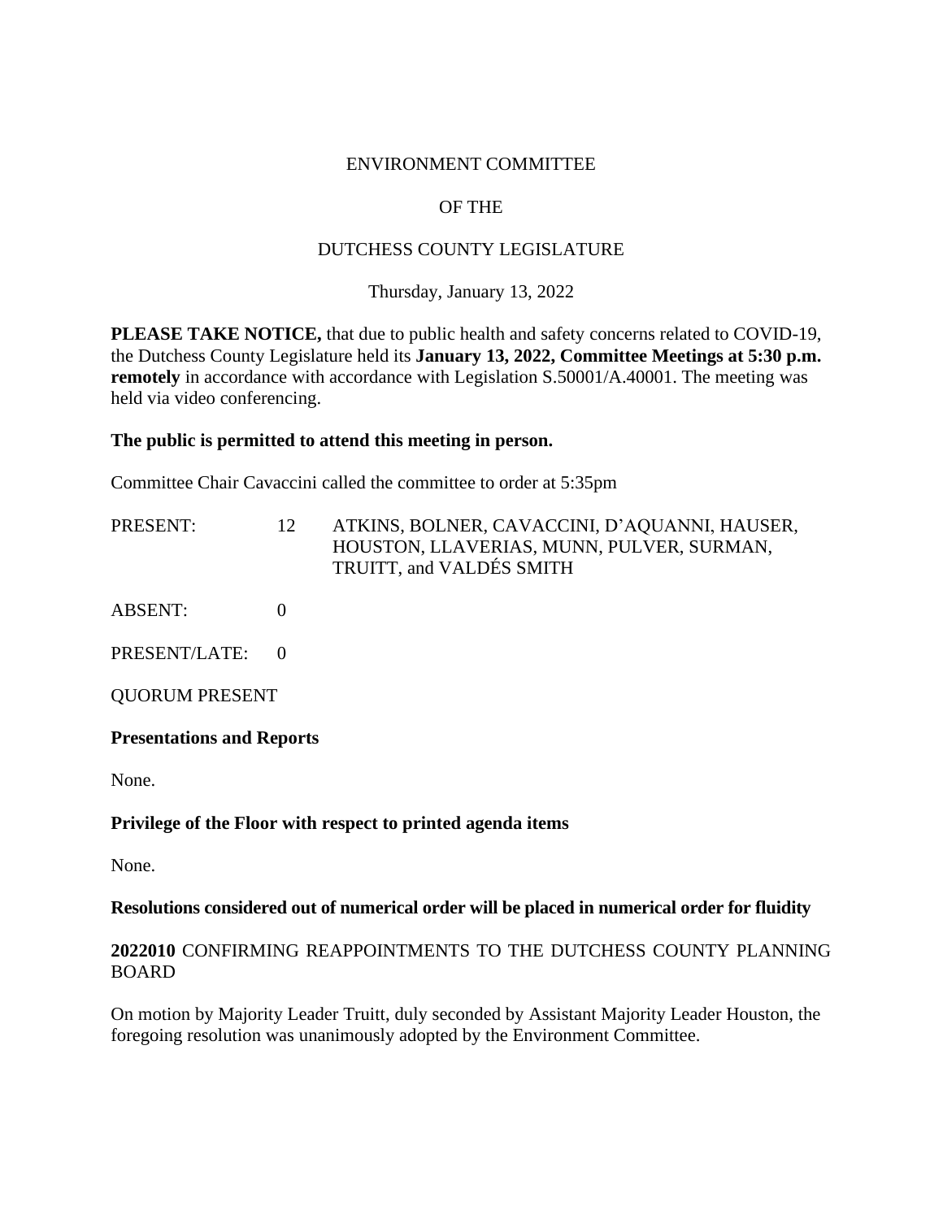ENVIRONMENT COMMITTEE

OF THE

DUTCHESS COUNTY LEGISLATURE

Thursday, January 13, 2022

**PLEASE TAKE NOTICE,** that due to public health and safety concerns related to COVID-19, the Dutchess County Legislature held its **January 13, 2022, Committee Meetings at 5:30 p.m. remotely** in accordance with accordance with Legislation S.50001/A.40001. The meeting was held via video conferencing.

**The public is permitted to attend this meeting in person.**

Committee Chair Cavaccini called the committee to order at 5:35pm

| | | |
|---|---|---|
| PRESENT: | 12 | ATKINS, BOLNER, CAVACCINI, D'AQUANNI, HAUSER, HOUSTON, LLAVERIAS, MUNN, PULVER, SURMAN, TRUITT, and VALDÉS SMITH |
| ABSENT: | 0 | |
| PRESENT/LATE: | 0 | |

QUORUM PRESENT

**Presentations and Reports**

None.

**Privilege of the Floor with respect to printed agenda items**

None.

**Resolutions considered out of numerical order will be placed in numerical order for fluidity**

**2022010** CONFIRMING REAPPOINTMENTS TO THE DUTCHESS COUNTY PLANNING BOARD

On motion by Majority Leader Truitt, duly seconded by Assistant Majority Leader Houston, the foregoing resolution was unanimously adopted by the Environment Committee.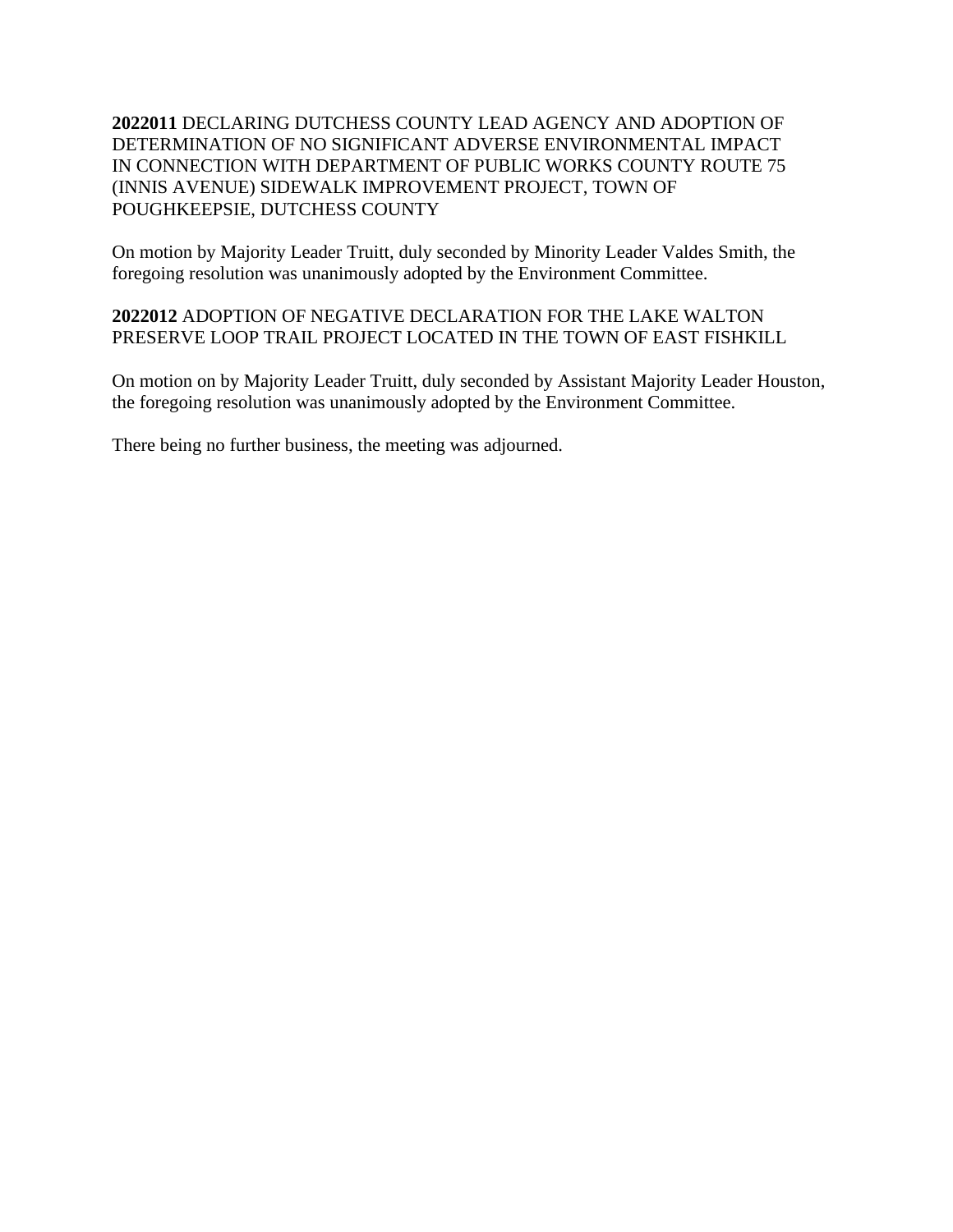**2022011** DECLARING DUTCHESS COUNTY LEAD AGENCY AND ADOPTION OF DETERMINATION OF NO SIGNIFICANT ADVERSE ENVIRONMENTAL IMPACT IN CONNECTION WITH DEPARTMENT OF PUBLIC WORKS COUNTY ROUTE 75 (INNIS AVENUE) SIDEWALK IMPROVEMENT PROJECT, TOWN OF POUGHKEEPSIE, DUTCHESS COUNTY

On motion by Majority Leader Truitt, duly seconded by Minority Leader Valdes Smith, the foregoing resolution was unanimously adopted by the Environment Committee.

**2022012** ADOPTION OF NEGATIVE DECLARATION FOR THE LAKE WALTON PRESERVE LOOP TRAIL PROJECT LOCATED IN THE TOWN OF EAST FISHKILL

On motion on by Majority Leader Truitt, duly seconded by Assistant Majority Leader Houston, the foregoing resolution was unanimously adopted by the Environment Committee.

There being no further business, the meeting was adjourned.